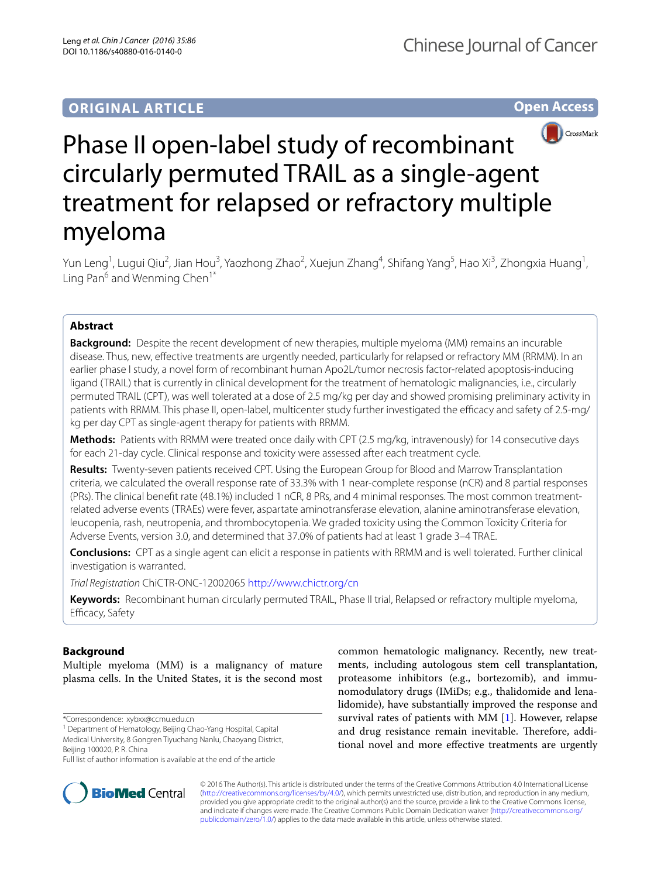ORIGINAL ARTICLE

Open Access

# Phase II open-label study of recombinant circularly permuted TRAIL as a single-agent treatment for relapsed or refractory multiple myeloma

Yun Leng[1], Lugui Qiu[2], Jian Hou[3], Yaozhong Zhao[2], Xuejun Zhang[4], Shifang Yang[5], Hao Xi[3], Zhongxia Huang[1], Ling Pan[6] and Wenming Chen[1*]

## Abstract

**Background:** Despite the recent development of new therapies, multiple myeloma (MM) remains an incurable disease. Thus, new, effective treatments are urgently needed, particularly for relapsed or refractory MM (RRMM). In an earlier phase I study, a novel form of recombinant human Apo2L/tumor necrosis factor-related apoptosis-inducing ligand (TRAIL) that is currently in clinical development for the treatment of hematologic malignancies, i.e., circularly permuted TRAIL (CPT), was well tolerated at a dose of 2.5 mg/kg per day and showed promising preliminary activity in patients with RRMM. This phase II, open-label, multicenter study further investigated the efficacy and safety of 2.5-mg/kg per day CPT as single-agent therapy for patients with RRMM.

**Methods:** Patients with RRMM were treated once daily with CPT (2.5 mg/kg, intravenously) for 14 consecutive days for each 21-day cycle. Clinical response and toxicity were assessed after each treatment cycle.

**Results:** Twenty-seven patients received CPT. Using the European Group for Blood and Marrow Transplantation criteria, we calculated the overall response rate of 33.3% with 1 near-complete response (nCR) and 8 partial responses (PRs). The clinical benefit rate (48.1%) included 1 nCR, 8 PRs, and 4 minimal responses. The most common treatment-related adverse events (TRAEs) were fever, aspartate aminotransferase elevation, alanine aminotransferase elevation, leucopenia, rash, neutropenia, and thrombocytopenia. We graded toxicity using the Common Toxicity Criteria for Adverse Events, version 3.0, and determined that 37.0% of patients had at least 1 grade 3–4 TRAE.

**Conclusions:** CPT as a single agent can elicit a response in patients with RRMM and is well tolerated. Further clinical investigation is warranted.

*Trial Registration* ChiCTR-ONC-12002065 http://www.chictr.org/cn

**Keywords:** Recombinant human circularly permuted TRAIL, Phase II trial, Relapsed or refractory multiple myeloma, Efficacy, Safety

## Background

Multiple myeloma (MM) is a malignancy of mature plasma cells. In the United States, it is the second most common hematologic malignancy. Recently, new treatments, including autologous stem cell transplantation, proteasome inhibitors (e.g., bortezomib), and immunomodulatory drugs (IMiDs; e.g., thalidomide and lenalidomide), have substantially improved the response and survival rates of patients with MM [1]. However, relapse and drug resistance remain inevitable. Therefore, additional novel and more effective treatments are urgently

*Correspondence: xybxx@ccmu.edu.cn
[1] Department of Hematology, Beijing Chao-Yang Hospital, Capital Medical University, 8 Gongren Tiyuchang Nanlu, Chaoyang District, Beijing 100020, P. R. China
Full list of author information is available at the end of the article

© 2016 The Author(s). This article is distributed under the terms of the Creative Commons Attribution 4.0 International License (http://creativecommons.org/licenses/by/4.0/), which permits unrestricted use, distribution, and reproduction in any medium, provided you give appropriate credit to the original author(s) and the source, provide a link to the Creative Commons license, and indicate if changes were made. The Creative Commons Public Domain Dedication waiver (http://creativecommons.org/publicdomain/zero/1.0/) applies to the data made available in this article, unless otherwise stated.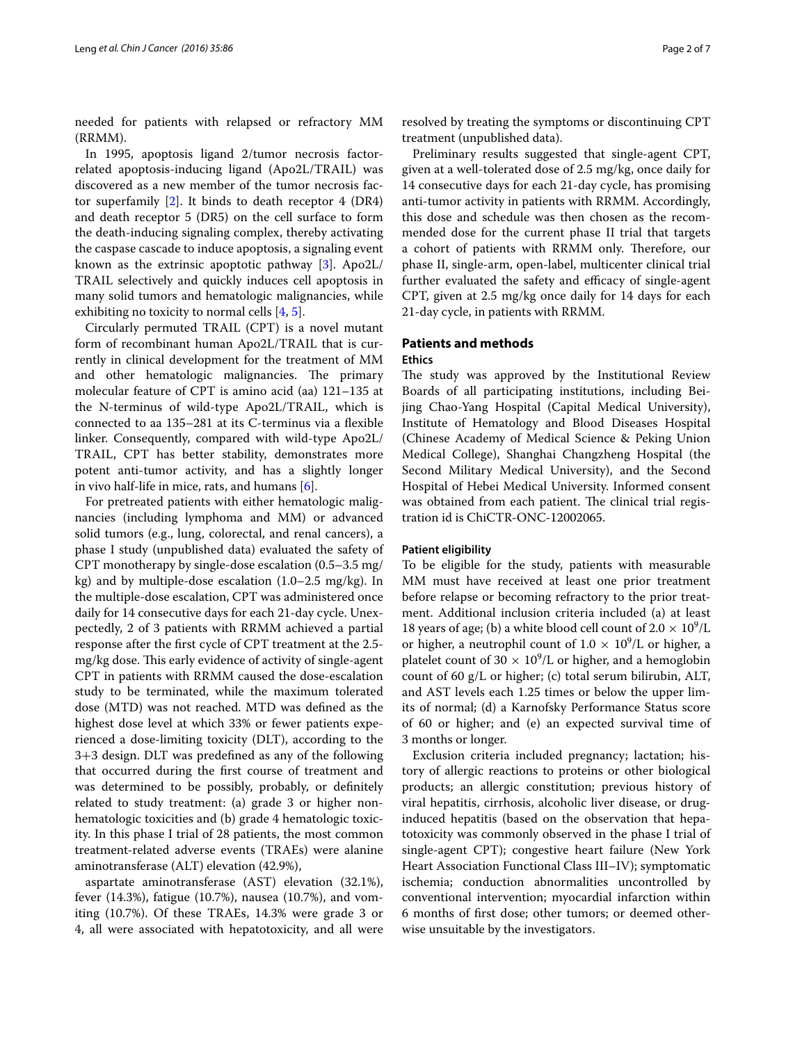needed for patients with relapsed or refractory MM (RRMM).

In 1995, apoptosis ligand 2/tumor necrosis factor-related apoptosis-inducing ligand (Apo2L/TRAIL) was discovered as a new member of the tumor necrosis factor superfamily [2]. It binds to death receptor 4 (DR4) and death receptor 5 (DR5) on the cell surface to form the death-inducing signaling complex, thereby activating the caspase cascade to induce apoptosis, a signaling event known as the extrinsic apoptotic pathway [3]. Apo2L/TRAIL selectively and quickly induces cell apoptosis in many solid tumors and hematologic malignancies, while exhibiting no toxicity to normal cells [4, 5].

Circularly permuted TRAIL (CPT) is a novel mutant form of recombinant human Apo2L/TRAIL that is currently in clinical development for the treatment of MM and other hematologic malignancies. The primary molecular feature of CPT is amino acid (aa) 121–135 at the N-terminus of wild-type Apo2L/TRAIL, which is connected to aa 135–281 at its C-terminus via a flexible linker. Consequently, compared with wild-type Apo2L/TRAIL, CPT has better stability, demonstrates more potent anti-tumor activity, and has a slightly longer in vivo half-life in mice, rats, and humans [6].

For pretreated patients with either hematologic malignancies (including lymphoma and MM) or advanced solid tumors (e.g., lung, colorectal, and renal cancers), a phase I study (unpublished data) evaluated the safety of CPT monotherapy by single-dose escalation (0.5–3.5 mg/kg) and by multiple-dose escalation (1.0–2.5 mg/kg). In the multiple-dose escalation, CPT was administered once daily for 14 consecutive days for each 21-day cycle. Unexpectedly, 2 of 3 patients with RRMM achieved a partial response after the first cycle of CPT treatment at the 2.5-mg/kg dose. This early evidence of activity of single-agent CPT in patients with RRMM caused the dose-escalation study to be terminated, while the maximum tolerated dose (MTD) was not reached. MTD was defined as the highest dose level at which 33% or fewer patients experienced a dose-limiting toxicity (DLT), according to the 3+3 design. DLT was predefined as any of the following that occurred during the first course of treatment and was determined to be possibly, probably, or definitely related to study treatment: (a) grade 3 or higher non-hematologic toxicities and (b) grade 4 hematologic toxicity. In this phase I trial of 28 patients, the most common treatment-related adverse events (TRAEs) were alanine aminotransferase (ALT) elevation (42.9%), aspartate aminotransferase (AST) elevation (32.1%), fever (14.3%), fatigue (10.7%), nausea (10.7%), and vomiting (10.7%). Of these TRAEs, 14.3% were grade 3 or 4, all were associated with hepatotoxicity, and all were resolved by treating the symptoms or discontinuing CPT treatment (unpublished data).

Preliminary results suggested that single-agent CPT, given at a well-tolerated dose of 2.5 mg/kg, once daily for 14 consecutive days for each 21-day cycle, has promising anti-tumor activity in patients with RRMM. Accordingly, this dose and schedule was then chosen as the recommended dose for the current phase II trial that targets a cohort of patients with RRMM only. Therefore, our phase II, single-arm, open-label, multicenter clinical trial further evaluated the safety and efficacy of single-agent CPT, given at 2.5 mg/kg once daily for 14 days for each 21-day cycle, in patients with RRMM.

## Patients and methods

### Ethics

The study was approved by the Institutional Review Boards of all participating institutions, including Beijing Chao-Yang Hospital (Capital Medical University), Institute of Hematology and Blood Diseases Hospital (Chinese Academy of Medical Science & Peking Union Medical College), Shanghai Changzheng Hospital (the Second Military Medical University), and the Second Hospital of Hebei Medical University. Informed consent was obtained from each patient. The clinical trial registration id is ChiCTR-ONC-12002065.

#### Patient eligibility

To be eligible for the study, patients with measurable MM must have received at least one prior treatment before relapse or becoming refractory to the prior treatment. Additional inclusion criteria included (a) at least 18 years of age; (b) a white blood cell count of $2.0 \times 10^9$/L or higher, a neutrophil count of $1.0 \times 10^9$/L or higher, a platelet count of $30 \times 10^9$/L or higher, and a hemoglobin count of 60 g/L or higher; (c) total serum bilirubin, ALT, and AST levels each 1.25 times or below the upper limits of normal; (d) a Karnofsky Performance Status score of 60 or higher; and (e) an expected survival time of 3 months or longer.

Exclusion criteria included pregnancy; lactation; history of allergic reactions to proteins or other biological products; an allergic constitution; previous history of viral hepatitis, cirrhosis, alcoholic liver disease, or drug-induced hepatitis (based on the observation that hepatotoxicity was commonly observed in the phase I trial of single-agent CPT); congestive heart failure (New York Heart Association Functional Class III–IV); symptomatic ischemia; conduction abnormalities uncontrolled by conventional intervention; myocardial infarction within 6 months of first dose; other tumors; or deemed otherwise unsuitable by the investigators.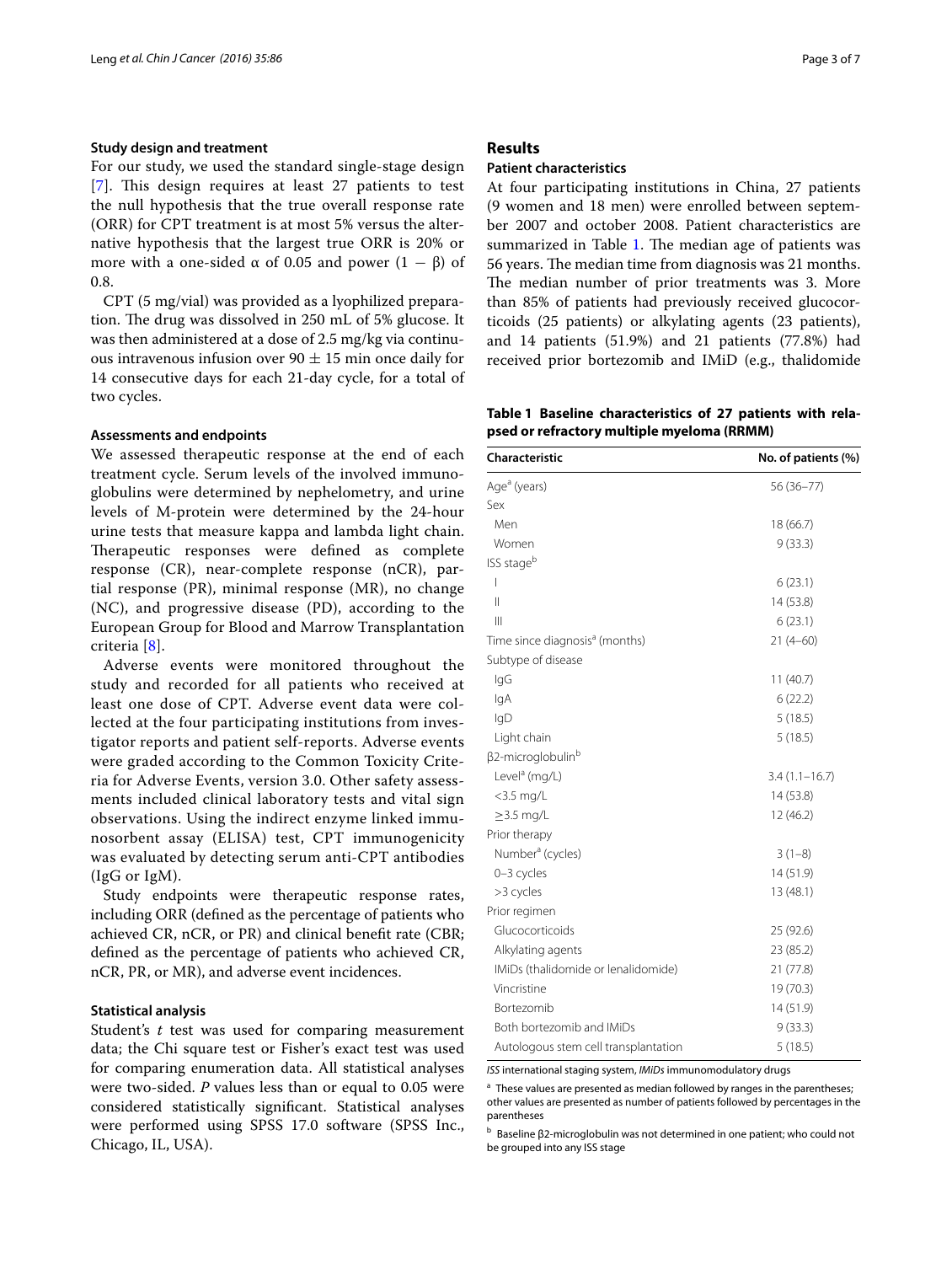### Study design and treatment

For our study, we used the standard single-stage design [7]. This design requires at least 27 patients to test the null hypothesis that the true overall response rate (ORR) for CPT treatment is at most 5% versus the alternative hypothesis that the largest true ORR is 20% or more with a one-sided $\alpha$ of 0.05 and power $(1 - \beta)$ of 0.8.

CPT (5 mg/vial) was provided as a lyophilized preparation. The drug was dissolved in 250 mL of 5% glucose. It was then administered at a dose of 2.5 mg/kg via continuous intravenous infusion over $90 \pm 15$ min once daily for 14 consecutive days for each 21-day cycle, for a total of two cycles.

### Assessments and endpoints

We assessed therapeutic response at the end of each treatment cycle. Serum levels of the involved immunoglobulins were determined by nephelometry, and urine levels of M-protein were determined by the 24-hour urine tests that measure kappa and lambda light chain. Therapeutic responses were defined as complete response (CR), near-complete response (nCR), partial response (PR), minimal response (MR), no change (NC), and progressive disease (PD), according to the European Group for Blood and Marrow Transplantation criteria [8].

Adverse events were monitored throughout the study and recorded for all patients who received at least one dose of CPT. Adverse event data were collected at the four participating institutions from investigator reports and patient self-reports. Adverse events were graded according to the Common Toxicity Criteria for Adverse Events, version 3.0. Other safety assessments included clinical laboratory tests and vital sign observations. Using the indirect enzyme linked immunosorbent assay (ELISA) test, CPT immunogenicity was evaluated by detecting serum anti-CPT antibodies (IgG or IgM).

Study endpoints were therapeutic response rates, including ORR (defined as the percentage of patients who achieved CR, nCR, or PR) and clinical benefit rate (CBR; defined as the percentage of patients who achieved CR, nCR, PR, or MR), and adverse event incidences.

### Statistical analysis

Student's *t* test was used for comparing measurement data; the Chi square test or Fisher's exact test was used for comparing enumeration data. All statistical analyses were two-sided. *P* values less than or equal to 0.05 were considered statistically significant. Statistical analyses were performed using SPSS 17.0 software (SPSS Inc., Chicago, IL, USA).

## Results

### Patient characteristics

At four participating institutions in China, 27 patients (9 women and 18 men) were enrolled between september 2007 and october 2008. Patient characteristics are summarized in Table 1. The median age of patients was 56 years. The median time from diagnosis was 21 months. The median number of prior treatments was 3. More than 85% of patients had previously received glucocorticoids (25 patients) or alkylating agents (23 patients), and 14 patients (51.9%) and 21 patients (77.8%) had received prior bortezomib and IMiD (e.g., thalidomide

**Table 1 Baseline characteristics of 27 patients with relapsed or refractory multiple myeloma (RRMM)**

| Characteristic | No. of patients (%) |
|---|---|
| Age[a] (years) | 56 (36–77) |
| Sex | |
| Men | 18 (66.7) |
| Women | 9 (33.3) |
| ISS stage[b] | |
| I | 6 (23.1) |
| II | 14 (53.8) |
| III | 6 (23.1) |
| Time since diagnosis[a] (months) | 21 (4–60) |
| Subtype of disease | |
| IgG | 11 (40.7) |
| IgA | 6 (22.2) |
| IgD | 5 (18.5) |
| Light chain | 5 (18.5) |
| β2-microglobulin[b] | |
| Level[a] (mg/L) | 3.4 (1.1–16.7) |
| <3.5 mg/L | 14 (53.8) |
| ≥3.5 mg/L | 12 (46.2) |
| Prior therapy | |
| Number[a] (cycles) | 3 (1–8) |
| 0–3 cycles | 14 (51.9) |
| >3 cycles | 13 (48.1) |
| Prior regimen | |
| Glucocorticoids | 25 (92.6) |
| Alkylating agents | 23 (85.2) |
| IMiDs (thalidomide or lenalidomide) | 21 (77.8) |
| Vincristine | 19 (70.3) |
| Bortezomib | 14 (51.9) |
| Both bortezomib and IMiDs | 9 (33.3) |
| Autologous stem cell transplantation | 5 (18.5) |

*ISS* international staging system, *IMiDs* immunomodulatory drugs

[a] These values are presented as median followed by ranges in the parentheses; other values are presented as number of patients followed by percentages in the parentheses

[b] Baseline β2-microglobulin was not determined in one patient; who could not be grouped into any ISS stage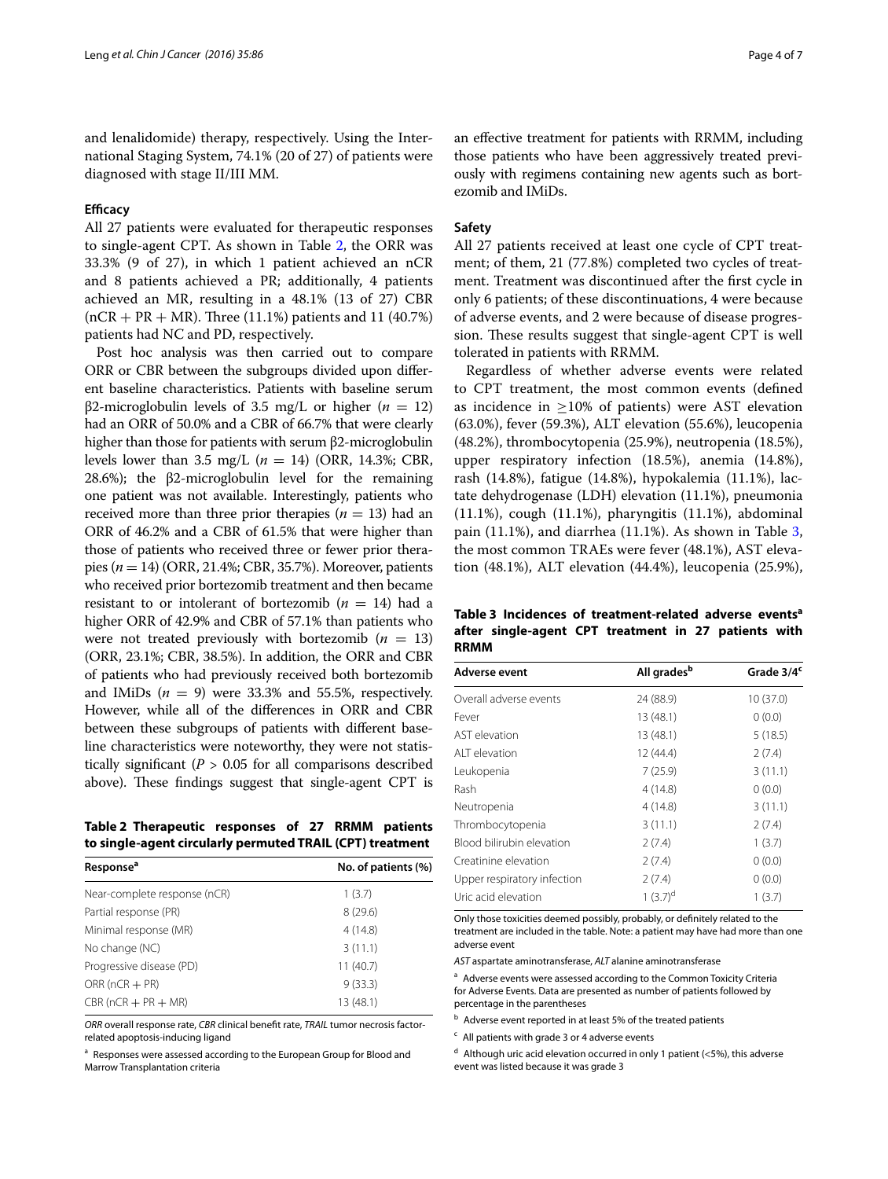and lenalidomide) therapy, respectively. Using the International Staging System, 74.1% (20 of 27) of patients were diagnosed with stage II/III MM.

### Efficacy

All 27 patients were evaluated for therapeutic responses to single-agent CPT. As shown in Table 2, the ORR was 33.3% (9 of 27), in which 1 patient achieved an nCR and 8 patients achieved a PR; additionally, 4 patients achieved an MR, resulting in a 48.1% (13 of 27) CBR (nCR + PR + MR). Three (11.1%) patients and 11 (40.7%) patients had NC and PD, respectively.

Post hoc analysis was then carried out to compare ORR or CBR between the subgroups divided upon different baseline characteristics. Patients with baseline serum β2-microglobulin levels of 3.5 mg/L or higher ($n = 12$) had an ORR of 50.0% and a CBR of 66.7% that were clearly higher than those for patients with serum β2-microglobulin levels lower than 3.5 mg/L ($n = 14$) (ORR, 14.3%; CBR, 28.6%); the β2-microglobulin level for the remaining one patient was not available. Interestingly, patients who received more than three prior therapies ($n = 13$) had an ORR of 46.2% and a CBR of 61.5% that were higher than those of patients who received three or fewer prior therapies ($n = 14$) (ORR, 21.4%; CBR, 35.7%). Moreover, patients who received prior bortezomib treatment and then became resistant to or intolerant of bortezomib ($n = 14$) had a higher ORR of 42.9% and CBR of 57.1% than patients who were not treated previously with bortezomib ($n = 13$) (ORR, 23.1%; CBR, 38.5%). In addition, the ORR and CBR of patients who had previously received both bortezomib and IMiDs ($n = 9$) were 33.3% and 55.5%, respectively. However, while all of the differences in ORR and CBR between these subgroups of patients with different baseline characteristics were noteworthy, they were not statistically significant ($P > 0.05$ for all comparisons described above). These findings suggest that single-agent CPT is an effective treatment for patients with RRMM, including those patients who have been aggressively treated previously with regimens containing new agents such as bortezomib and IMiDs.

**Table 2 Therapeutic responses of 27 RRMM patients to single-agent circularly permuted TRAIL (CPT) treatment**

| Response[a] | No. of patients (%) |
|---|---|
| Near-complete response (nCR) | 1 (3.7) |
| Partial response (PR) | 8 (29.6) |
| Minimal response (MR) | 4 (14.8) |
| No change (NC) | 3 (11.1) |
| Progressive disease (PD) | 11 (40.7) |
| ORR (nCR + PR) | 9 (33.3) |
| CBR (nCR + PR + MR) | 13 (48.1) |

*ORR* overall response rate, *CBR* clinical benefit rate, *TRAIL* tumor necrosis factor-related apoptosis-inducing ligand

[a] Responses were assessed according to the European Group for Blood and Marrow Transplantation criteria

### Safety

All 27 patients received at least one cycle of CPT treatment; of them, 21 (77.8%) completed two cycles of treatment. Treatment was discontinued after the first cycle in only 6 patients; of these discontinuations, 4 were because of adverse events, and 2 were because of disease progression. These results suggest that single-agent CPT is well tolerated in patients with RRMM.

Regardless of whether adverse events were related to CPT treatment, the most common events (defined as incidence in ≥10% of patients) were AST elevation (63.0%), fever (59.3%), ALT elevation (55.6%), leucopenia (48.2%), thrombocytopenia (25.9%), neutropenia (18.5%), upper respiratory infection (18.5%), anemia (14.8%), rash (14.8%), fatigue (14.8%), hypokalemia (11.1%), lactate dehydrogenase (LDH) elevation (11.1%), pneumonia (11.1%), cough (11.1%), pharyngitis (11.1%), abdominal pain (11.1%), and diarrhea (11.1%). As shown in Table 3, the most common TRAEs were fever (48.1%), AST elevation (48.1%), ALT elevation (44.4%), leucopenia (25.9%),

**Table 3 Incidences of treatment-related adverse events[a] after single-agent CPT treatment in 27 patients with RRMM**

| Adverse event | All grades[b] | Grade 3/4[c] |
|---|---|---|
| Overall adverse events | 24 (88.9) | 10 (37.0) |
| Fever | 13 (48.1) | 0 (0.0) |
| AST elevation | 13 (48.1) | 5 (18.5) |
| ALT elevation | 12 (44.4) | 2 (7.4) |
| Leukopenia | 7 (25.9) | 3 (11.1) |
| Rash | 4 (14.8) | 0 (0.0) |
| Neutropenia | 4 (14.8) | 3 (11.1) |
| Thrombocytopenia | 3 (11.1) | 2 (7.4) |
| Blood bilirubin elevation | 2 (7.4) | 1 (3.7) |
| Creatinine elevation | 2 (7.4) | 0 (0.0) |
| Upper respiratory infection | 2 (7.4) | 0 (0.0) |
| Uric acid elevation | 1 (3.7)[d] | 1 (3.7) |

Only those toxicities deemed possibly, probably, or definitely related to the treatment are included in the table. Note: a patient may have had more than one adverse event

*AST* aspartate aminotransferase, *ALT* alanine aminotransferase

[a] Adverse events were assessed according to the Common Toxicity Criteria for Adverse Events. Data are presented as number of patients followed by percentage in the parentheses

[b] Adverse event reported in at least 5% of the treated patients

[c] All patients with grade 3 or 4 adverse events

[d] Although uric acid elevation occurred in only 1 patient (<5%), this adverse event was listed because it was grade 3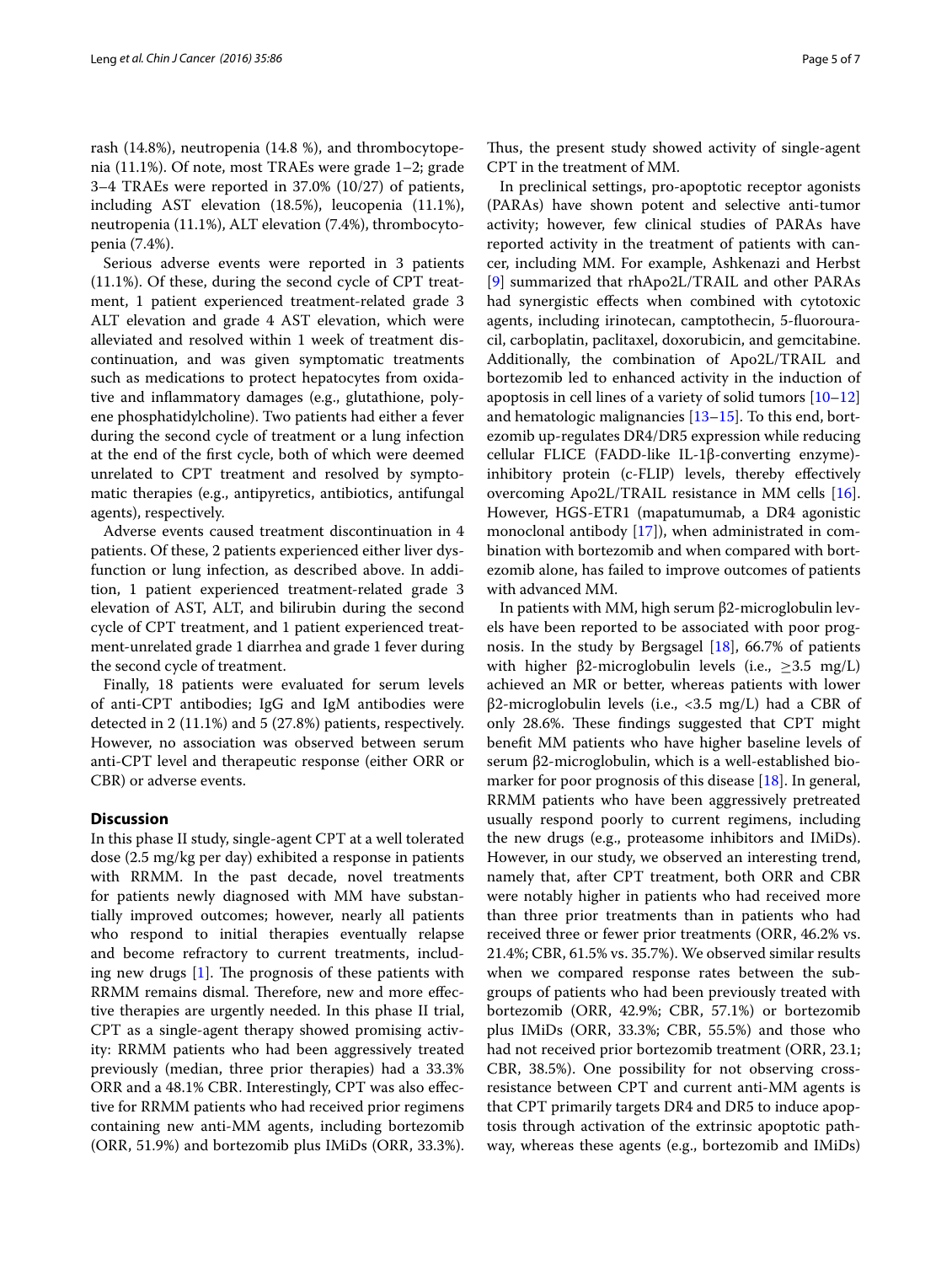rash (14.8%), neutropenia (14.8 %), and thrombocytopenia (11.1%). Of note, most TRAEs were grade 1–2; grade 3–4 TRAEs were reported in 37.0% (10/27) of patients, including AST elevation (18.5%), leucopenia (11.1%), neutropenia (11.1%), ALT elevation (7.4%), thrombocytopenia (7.4%).

Serious adverse events were reported in 3 patients (11.1%). Of these, during the second cycle of CPT treatment, 1 patient experienced treatment-related grade 3 ALT elevation and grade 4 AST elevation, which were alleviated and resolved within 1 week of treatment discontinuation, and was given symptomatic treatments such as medications to protect hepatocytes from oxidative and inflammatory damages (e.g., glutathione, polyene phosphatidylcholine). Two patients had either a fever during the second cycle of treatment or a lung infection at the end of the first cycle, both of which were deemed unrelated to CPT treatment and resolved by symptomatic therapies (e.g., antipyretics, antibiotics, antifungal agents), respectively.

Adverse events caused treatment discontinuation in 4 patients. Of these, 2 patients experienced either liver dysfunction or lung infection, as described above. In addition, 1 patient experienced treatment-related grade 3 elevation of AST, ALT, and bilirubin during the second cycle of CPT treatment, and 1 patient experienced treatment-unrelated grade 1 diarrhea and grade 1 fever during the second cycle of treatment.

Finally, 18 patients were evaluated for serum levels of anti-CPT antibodies; IgG and IgM antibodies were detected in 2 (11.1%) and 5 (27.8%) patients, respectively. However, no association was observed between serum anti-CPT level and therapeutic response (either ORR or CBR) or adverse events.

## Discussion

In this phase II study, single-agent CPT at a well tolerated dose (2.5 mg/kg per day) exhibited a response in patients with RRMM. In the past decade, novel treatments for patients newly diagnosed with MM have substantially improved outcomes; however, nearly all patients who respond to initial therapies eventually relapse and become refractory to current treatments, including new drugs [1]. The prognosis of these patients with RRMM remains dismal. Therefore, new and more effective therapies are urgently needed. In this phase II trial, CPT as a single-agent therapy showed promising activity: RRMM patients who had been aggressively treated previously (median, three prior therapies) had a 33.3% ORR and a 48.1% CBR. Interestingly, CPT was also effective for RRMM patients who had received prior regimens containing new anti-MM agents, including bortezomib (ORR, 51.9%) and bortezomib plus IMiDs (ORR, 33.3%). Thus, the present study showed activity of single-agent CPT in the treatment of MM.

In preclinical settings, pro-apoptotic receptor agonists (PARAs) have shown potent and selective anti-tumor activity; however, few clinical studies of PARAs have reported activity in the treatment of patients with cancer, including MM. For example, Ashkenazi and Herbst [9] summarized that rhApo2L/TRAIL and other PARAs had synergistic effects when combined with cytotoxic agents, including irinotecan, camptothecin, 5-fluorouracil, carboplatin, paclitaxel, doxorubicin, and gemcitabine. Additionally, the combination of Apo2L/TRAIL and bortezomib led to enhanced activity in the induction of apoptosis in cell lines of a variety of solid tumors [10–12] and hematologic malignancies [13–15]. To this end, bortezomib up-regulates DR4/DR5 expression while reducing cellular FLICE (FADD-like IL-1β-converting enzyme)-inhibitory protein (c-FLIP) levels, thereby effectively overcoming Apo2L/TRAIL resistance in MM cells [16]. However, HGS-ETR1 (mapatumumab, a DR4 agonistic monoclonal antibody [17]), when administrated in combination with bortezomib and when compared with bortezomib alone, has failed to improve outcomes of patients with advanced MM.

In patients with MM, high serum β2-microglobulin levels have been reported to be associated with poor prognosis. In the study by Bergsagel [18], 66.7% of patients with higher β2-microglobulin levels (i.e., ≥3.5 mg/L) achieved an MR or better, whereas patients with lower β2-microglobulin levels (i.e., <3.5 mg/L) had a CBR of only 28.6%. These findings suggested that CPT might benefit MM patients who have higher baseline levels of serum β2-microglobulin, which is a well-established biomarker for poor prognosis of this disease [18]. In general, RRMM patients who have been aggressively pretreated usually respond poorly to current regimens, including the new drugs (e.g., proteasome inhibitors and IMiDs). However, in our study, we observed an interesting trend, namely that, after CPT treatment, both ORR and CBR were notably higher in patients who had received more than three prior treatments than in patients who had received three or fewer prior treatments (ORR, 46.2% vs. 21.4%; CBR, 61.5% vs. 35.7%). We observed similar results when we compared response rates between the subgroups of patients who had been previously treated with bortezomib (ORR, 42.9%; CBR, 57.1%) or bortezomib plus IMiDs (ORR, 33.3%; CBR, 55.5%) and those who had not received prior bortezomib treatment (ORR, 23.1; CBR, 38.5%). One possibility for not observing cross-resistance between CPT and current anti-MM agents is that CPT primarily targets DR4 and DR5 to induce apoptosis through activation of the extrinsic apoptotic pathway, whereas these agents (e.g., bortezomib and IMiDs)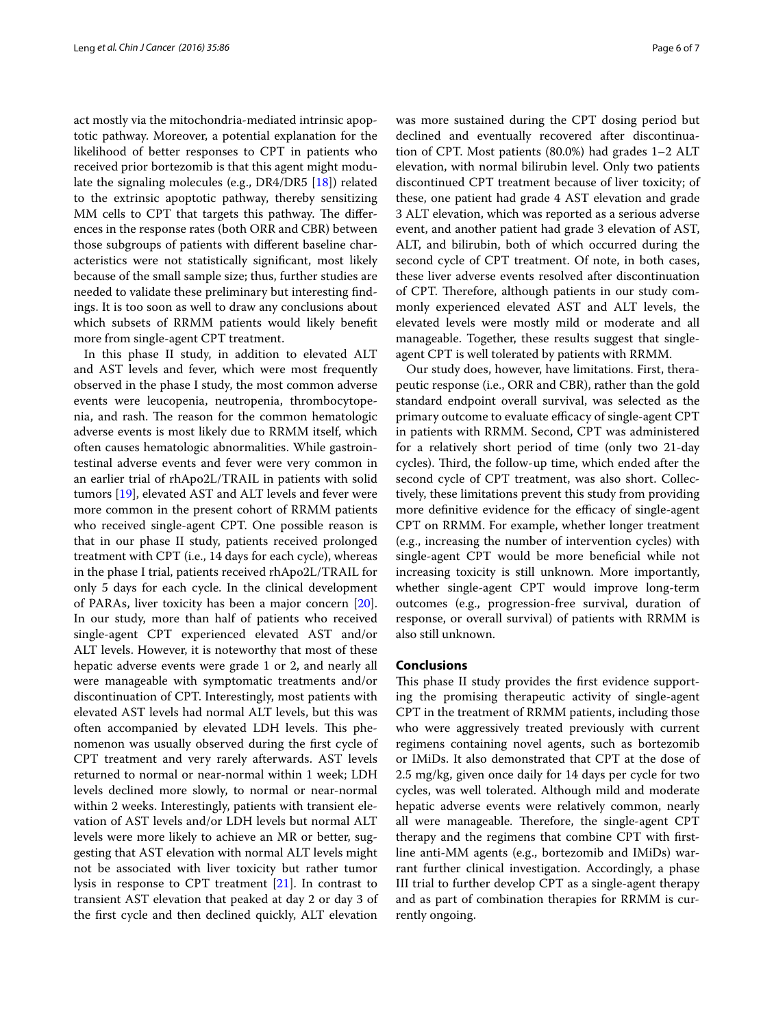act mostly via the mitochondria-mediated intrinsic apoptotic pathway. Moreover, a potential explanation for the likelihood of better responses to CPT in patients who received prior bortezomib is that this agent might modulate the signaling molecules (e.g., DR4/DR5 [18]) related to the extrinsic apoptotic pathway, thereby sensitizing MM cells to CPT that targets this pathway. The differences in the response rates (both ORR and CBR) between those subgroups of patients with different baseline characteristics were not statistically significant, most likely because of the small sample size; thus, further studies are needed to validate these preliminary but interesting findings. It is too soon as well to draw any conclusions about which subsets of RRMM patients would likely benefit more from single-agent CPT treatment.

In this phase II study, in addition to elevated ALT and AST levels and fever, which were most frequently observed in the phase I study, the most common adverse events were leucopenia, neutropenia, thrombocytopenia, and rash. The reason for the common hematologic adverse events is most likely due to RRMM itself, which often causes hematologic abnormalities. While gastrointestinal adverse events and fever were very common in an earlier trial of rhApo2L/TRAIL in patients with solid tumors [19], elevated AST and ALT levels and fever were more common in the present cohort of RRMM patients who received single-agent CPT. One possible reason is that in our phase II study, patients received prolonged treatment with CPT (i.e., 14 days for each cycle), whereas in the phase I trial, patients received rhApo2L/TRAIL for only 5 days for each cycle. In the clinical development of PARAs, liver toxicity has been a major concern [20]. In our study, more than half of patients who received single-agent CPT experienced elevated AST and/or ALT levels. However, it is noteworthy that most of these hepatic adverse events were grade 1 or 2, and nearly all were manageable with symptomatic treatments and/or discontinuation of CPT. Interestingly, most patients with elevated AST levels had normal ALT levels, but this was often accompanied by elevated LDH levels. This phenomenon was usually observed during the first cycle of CPT treatment and very rarely afterwards. AST levels returned to normal or near-normal within 1 week; LDH levels declined more slowly, to normal or near-normal within 2 weeks. Interestingly, patients with transient elevation of AST levels and/or LDH levels but normal ALT levels were more likely to achieve an MR or better, suggesting that AST elevation with normal ALT levels might not be associated with liver toxicity but rather tumor lysis in response to CPT treatment [21]. In contrast to transient AST elevation that peaked at day 2 or day 3 of the first cycle and then declined quickly, ALT elevation was more sustained during the CPT dosing period but declined and eventually recovered after discontinuation of CPT. Most patients (80.0%) had grades 1–2 ALT elevation, with normal bilirubin level. Only two patients discontinued CPT treatment because of liver toxicity; of these, one patient had grade 4 AST elevation and grade 3 ALT elevation, which was reported as a serious adverse event, and another patient had grade 3 elevation of AST, ALT, and bilirubin, both of which occurred during the second cycle of CPT treatment. Of note, in both cases, these liver adverse events resolved after discontinuation of CPT. Therefore, although patients in our study commonly experienced elevated AST and ALT levels, the elevated levels were mostly mild or moderate and all manageable. Together, these results suggest that single-agent CPT is well tolerated by patients with RRMM.

Our study does, however, have limitations. First, therapeutic response (i.e., ORR and CBR), rather than the gold standard endpoint overall survival, was selected as the primary outcome to evaluate efficacy of single-agent CPT in patients with RRMM. Second, CPT was administered for a relatively short period of time (only two 21-day cycles). Third, the follow-up time, which ended after the second cycle of CPT treatment, was also short. Collectively, these limitations prevent this study from providing more definitive evidence for the efficacy of single-agent CPT on RRMM. For example, whether longer treatment (e.g., increasing the number of intervention cycles) with single-agent CPT would be more beneficial while not increasing toxicity is still unknown. More importantly, whether single-agent CPT would improve long-term outcomes (e.g., progression-free survival, duration of response, or overall survival) of patients with RRMM is also still unknown.

## Conclusions

This phase II study provides the first evidence supporting the promising therapeutic activity of single-agent CPT in the treatment of RRMM patients, including those who were aggressively treated previously with current regimens containing novel agents, such as bortezomib or IMiDs. It also demonstrated that CPT at the dose of 2.5 mg/kg, given once daily for 14 days per cycle for two cycles, was well tolerated. Although mild and moderate hepatic adverse events were relatively common, nearly all were manageable. Therefore, the single-agent CPT therapy and the regimens that combine CPT with first-line anti-MM agents (e.g., bortezomib and IMiDs) warrant further clinical investigation. Accordingly, a phase III trial to further develop CPT as a single-agent therapy and as part of combination therapies for RRMM is currently ongoing.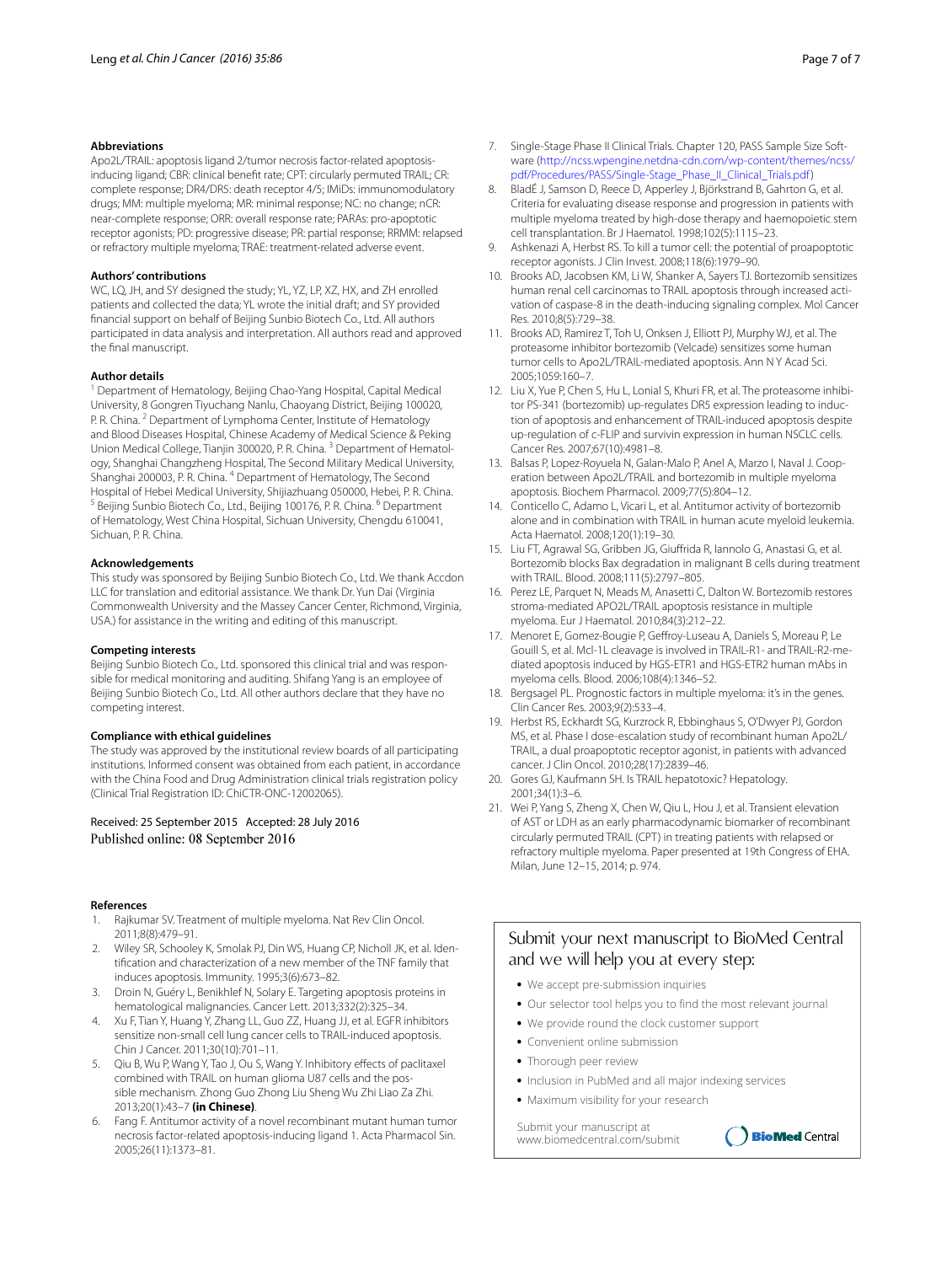### Abbreviations

Apo2L/TRAIL: apoptosis ligand 2/tumor necrosis factor-related apoptosis-inducing ligand; CBR: clinical benefit rate; CPT: circularly permuted TRAIL; CR: complete response; DR4/DR5: death receptor 4/5; IMiDs: immunomodulatory drugs; MM: multiple myeloma; MR: minimal response; NC: no change; nCR: near-complete response; ORR: overall response rate; PARAs: pro-apoptotic receptor agonists; PD: progressive disease; PR: partial response; RRMM: relapsed or refractory multiple myeloma; TRAE: treatment-related adverse event.

### Authors' contributions

WC, LQ, JH, and SY designed the study; YL, YZ, LP, XZ, HX, and ZH enrolled patients and collected the data; YL wrote the initial draft; and SY provided financial support on behalf of Beijing Sunbio Biotech Co., Ltd. All authors participated in data analysis and interpretation. All authors read and approved the final manuscript.

### Author details

[1] Department of Hematology, Beijing Chao-Yang Hospital, Capital Medical University, 8 Gongren Tiyuchang Nanlu, Chaoyang District, Beijing 100020, P. R. China. [2] Department of Lymphoma Center, Institute of Hematology and Blood Diseases Hospital, Chinese Academy of Medical Science & Peking Union Medical College, Tianjin 300020, P. R. China. [3] Department of Hematology, Shanghai Changzheng Hospital, The Second Military Medical University, Shanghai 200003, P. R. China. [4] Department of Hematology, The Second Hospital of Hebei Medical University, Shijiazhuang 050000, Hebei, P. R. China. [5] Beijing Sunbio Biotech Co., Ltd., Beijing 100176, P. R. China. [6] Department of Hematology, West China Hospital, Sichuan University, Chengdu 610041, Sichuan, P. R. China.

### Acknowledgements

This study was sponsored by Beijing Sunbio Biotech Co., Ltd. We thank Accdon LLC for translation and editorial assistance. We thank Dr. Yun Dai (Virginia Commonwealth University and the Massey Cancer Center, Richmond, Virginia, USA.) for assistance in the writing and editing of this manuscript.

### Competing interests

Beijing Sunbio Biotech Co., Ltd. sponsored this clinical trial and was responsible for medical monitoring and auditing. Shifang Yang is an employee of Beijing Sunbio Biotech Co., Ltd. All other authors declare that they have no competing interest.

### Compliance with ethical guidelines

The study was approved by the institutional review boards of all participating institutions. Informed consent was obtained from each patient, in accordance with the China Food and Drug Administration clinical trials registration policy (Clinical Trial Registration ID: ChiCTR-ONC-12002065).

Received: 25 September 2015 Accepted: 28 July 2016
Published online: 08 September 2016

### References

1. Rajkumar SV. Treatment of multiple myeloma. Nat Rev Clin Oncol. 2011;8(8):479–91.
2. Wiley SR, Schooley K, Smolak PJ, Din WS, Huang CP, Nicholl JK, et al. Identification and characterization of a new member of the TNF family that induces apoptosis. Immunity. 1995;3(6):673–82.
3. Droin N, Guéry L, Benikhlef N, Solary E. Targeting apoptosis proteins in hematological malignancies. Cancer Lett. 2013;332(2):325–34.
4. Xu F, Tian Y, Huang Y, Zhang LL, Guo ZZ, Huang JJ, et al. EGFR inhibitors sensitize non-small cell lung cancer cells to TRAIL-induced apoptosis. Chin J Cancer. 2011;30(10):701–11.
5. Qiu B, Wu P, Wang Y, Tao J, Ou S, Wang Y. Inhibitory effects of paclitaxel combined with TRAIL on human glioma U87 cells and the possible mechanism. Zhong Guo Zhong Liu Sheng Wu Zhi Liao Za Zhi. 2013;20(1):43–7 **(in Chinese)**.
6. Fang F. Antitumor activity of a novel recombinant mutant human tumor necrosis factor-related apoptosis-inducing ligand 1. Acta Pharmacol Sin. 2005;26(11):1373–81.
7. Single-Stage Phase II Clinical Trials. Chapter 120, PASS Sample Size Software (http://ncss.wpengine.netdna-cdn.com/wp-content/themes/ncss/pdf/Procedures/PASS/Single-Stage_Phase_II_Clinical_Trials.pdf)
8. BladÉ J, Samson D, Reece D, Apperley J, Björkstrand B, Gahrton G, et al. Criteria for evaluating disease response and progression in patients with multiple myeloma treated by high-dose therapy and haemopoietic stem cell transplantation. Br J Haematol. 1998;102(5):1115–23.
9. Ashkenazi A, Herbst RS. To kill a tumor cell: the potential of proapoptotic receptor agonists. J Clin Invest. 2008;118(6):1979–90.
10. Brooks AD, Jacobsen KM, Li W, Shanker A, Sayers TJ. Bortezomib sensitizes human renal cell carcinomas to TRAIL apoptosis through increased activation of caspase-8 in the death-inducing signaling complex. Mol Cancer Res. 2010;8(5):729–38.
11. Brooks AD, Ramirez T, Toh U, Onksen J, Elliott PJ, Murphy WJ, et al. The proteasome inhibitor bortezomib (Velcade) sensitizes some human tumor cells to Apo2L/TRAIL-mediated apoptosis. Ann N Y Acad Sci. 2005;1059:160–7.
12. Liu X, Yue P, Chen S, Hu L, Lonial S, Khuri FR, et al. The proteasome inhibitor PS-341 (bortezomib) up-regulates DR5 expression leading to induction of apoptosis and enhancement of TRAIL-induced apoptosis despite up-regulation of c-FLIP and survivin expression in human NSCLC cells. Cancer Res. 2007;67(10):4981–8.
13. Balsas P, Lopez-Royuela N, Galan-Malo P, Anel A, Marzo I, Naval J. Cooperation between Apo2L/TRAIL and bortezomib in multiple myeloma apoptosis. Biochem Pharmacol. 2009;77(5):804–12.
14. Conticello C, Adamo L, Vicari L, et al. Antitumor activity of bortezomib alone and in combination with TRAIL in human acute myeloid leukemia. Acta Haematol. 2008;120(1):19–30.
15. Liu FT, Agrawal SG, Gribben JG, Giuffrida R, Iannolo G, Anastasi G, et al. Bortezomib blocks Bax degradation in malignant B cells during treatment with TRAIL. Blood. 2008;111(5):2797–805.
16. Perez LE, Parquet N, Meads M, Anasetti C, Dalton W. Bortezomib restores stroma-mediated APO2L/TRAIL apoptosis resistance in multiple myeloma. Eur J Haematol. 2010;84(3):212–22.
17. Menoret E, Gomez-Bougie P, Geffroy-Luseau A, Daniels S, Moreau P, Le Gouill S, et al. Mcl-1L cleavage is involved in TRAIL-R1- and TRAIL-R2-mediated apoptosis induced by HGS-ETR1 and HGS-ETR2 human mAbs in myeloma cells. Blood. 2006;108(4):1346–52.
18. Bergsagel PL. Prognostic factors in multiple myeloma: it's in the genes. Clin Cancer Res. 2003;9(2):533–4.
19. Herbst RS, Eckhardt SG, Kurzrock R, Ebbinghaus S, O'Dwyer PJ, Gordon MS, et al. Phase I dose-escalation study of recombinant human Apo2L/TRAIL, a dual proapoptotic receptor agonist, in patients with advanced cancer. J Clin Oncol. 2010;28(17):2839–46.
20. Gores GJ, Kaufmann SH. Is TRAIL hepatotoxic? Hepatology. 2001;34(1):3–6.
21. Wei P, Yang S, Zheng X, Chen W, Qiu L, Hou J, et al. Transient elevation of AST or LDH as an early pharmacodynamic biomarker of recombinant circularly permuted TRAIL (CPT) in treating patients with relapsed or refractory multiple myeloma. Paper presented at 19th Congress of EHA. Milan, June 12–15, 2014; p. 974.

Submit your next manuscript to BioMed Central and we will help you at every step:

- We accept pre-submission inquiries
- Our selector tool helps you to find the most relevant journal
- We provide round the clock customer support
- Convenient online submission
- Thorough peer review
- Inclusion in PubMed and all major indexing services
- Maximum visibility for your research

Submit your manuscript at www.biomedcentral.com/submit